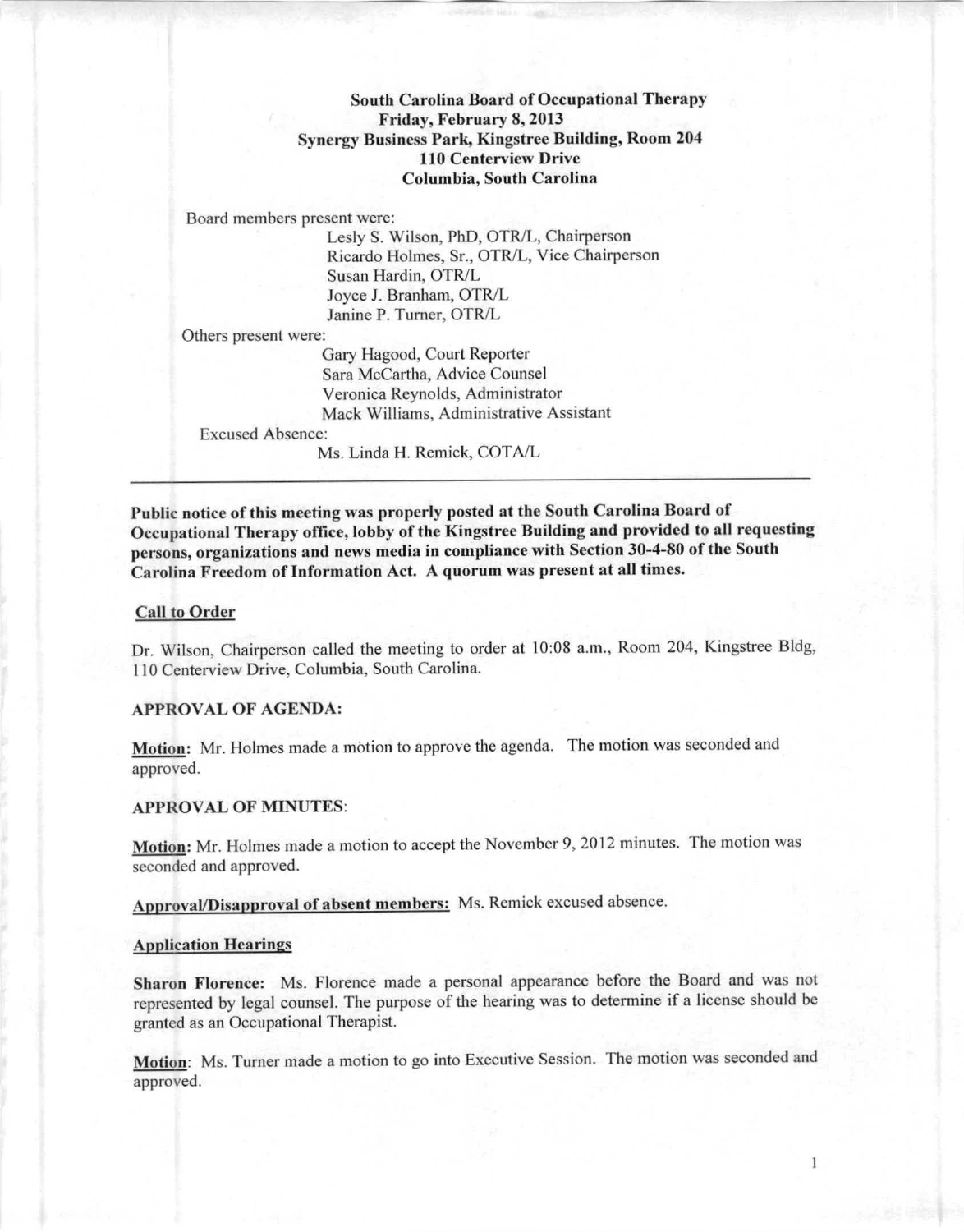**South Carolina Board of Occupational Therapy**
**Friday, February 8, 2013**
**Synergy Business Park, Kingstree Building, Room 204**
**110 Centerview Drive**
**Columbia, South Carolina**

Board members present were:
- Lesly S. Wilson, PhD, OTR/L, Chairperson
- Ricardo Holmes, Sr., OTR/L, Vice Chairperson
- Susan Hardin, OTR/L
- Joyce J. Branham, OTR/L
- Janine P. Turner, OTR/L

Others present were:
- Gary Hagood, Court Reporter
- Sara McCartha, Advice Counsel
- Veronica Reynolds, Administrator
- Mack Williams, Administrative Assistant

Excused Absence:
- Ms. Linda H. Remick, COTA/L

---

**Public notice of this meeting was properly posted at the South Carolina Board of Occupational Therapy office, lobby of the Kingstree Building and provided to all requesting persons, organizations and news media in compliance with Section 30-4-80 of the South Carolina Freedom of Information Act. A quorum was present at all times.**

## Call to Order

Dr. Wilson, Chairperson called the meeting to order at 10:08 a.m., Room 204, Kingstree Bldg, 110 Centerview Drive, Columbia, South Carolina.

## APPROVAL OF AGENDA:

**Motion:** Mr. Holmes made a motion to approve the agenda. The motion was seconded and approved.

## APPROVAL OF MINUTES:

**Motion:** Mr. Holmes made a motion to accept the November 9, 2012 minutes. The motion was seconded and approved.

**Approval/Disapproval of absent members:** Ms. Remick excused absence.

## Application Hearings

**Sharon Florence:** Ms. Florence made a personal appearance before the Board and was not represented by legal counsel. The purpose of the hearing was to determine if a license should be granted as an Occupational Therapist.

**Motion**: Ms. Turner made a motion to go into Executive Session. The motion was seconded and approved.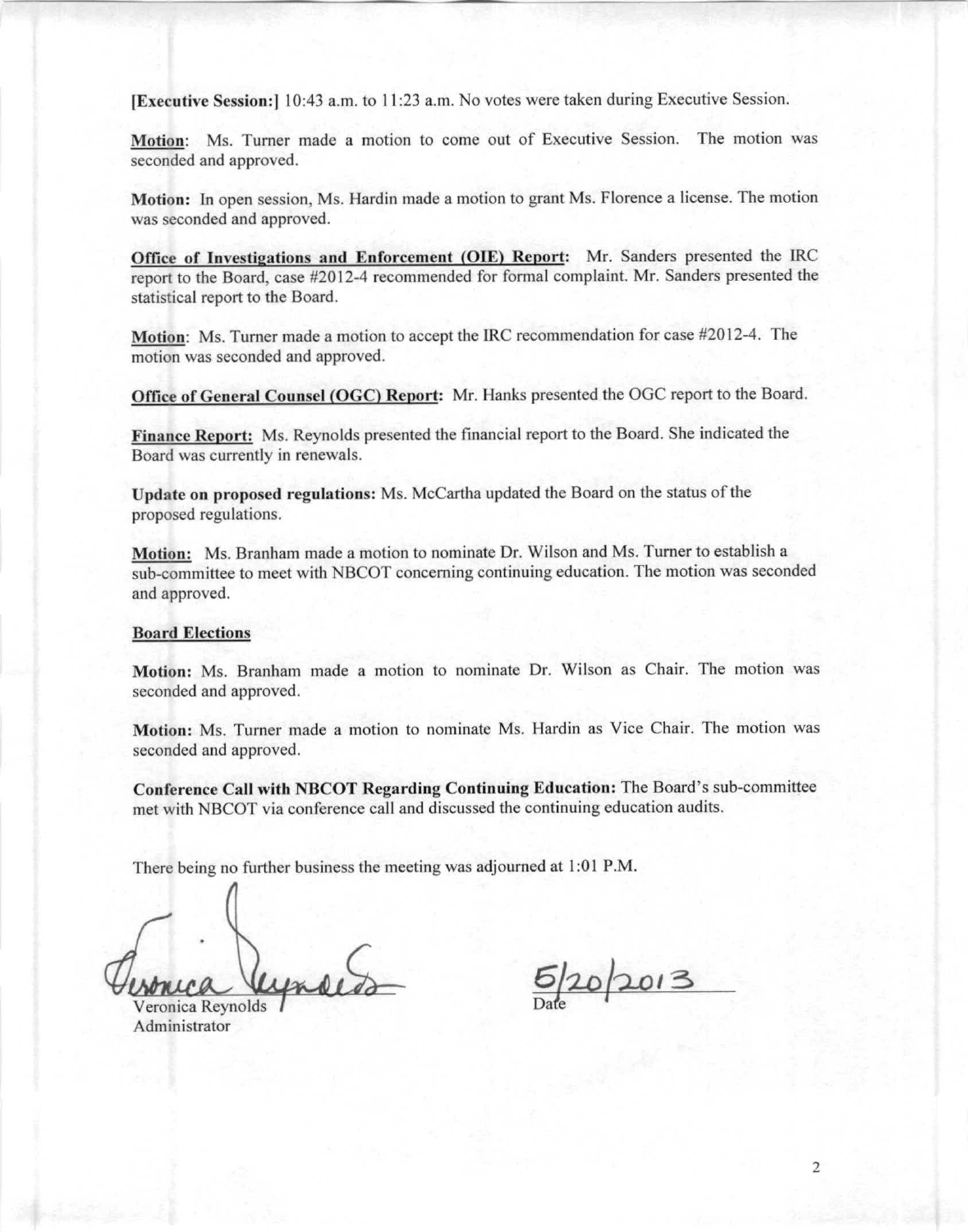**[Executive Session:]** 10:43 a.m. to 11:23 a.m. No votes were taken during Executive Session.

**Motion**: Ms. Turner made a motion to come out of Executive Session. The motion was seconded and approved.

**Motion:** In open session, Ms. Hardin made a motion to grant Ms. Florence a license. The motion was seconded and approved.

**Office of Investigations and Enforcement (OIE) Report:** Mr. Sanders presented the IRC report to the Board, case #2012-4 recommended for formal complaint. Mr. Sanders presented the statistical report to the Board.

**Motion**: Ms. Turner made a motion to accept the IRC recommendation for case #2012-4. The motion was seconded and approved.

**Office of General Counsel (OGC) Report:** Mr. Hanks presented the OGC report to the Board.

**Finance Report:** Ms. Reynolds presented the financial report to the Board. She indicated the Board was currently in renewals.

**Update on proposed regulations:** Ms. McCartha updated the Board on the status of the proposed regulations.

**Motion:** Ms. Branham made a motion to nominate Dr. Wilson and Ms. Turner to establish a sub-committee to meet with NBCOT concerning continuing education. The motion was seconded and approved.

**Board Elections**

**Motion:** Ms. Branham made a motion to nominate Dr. Wilson as Chair. The motion was seconded and approved.

**Motion:** Ms. Turner made a motion to nominate Ms. Hardin as Vice Chair. The motion was seconded and approved.

**Conference Call with NBCOT Regarding Continuing Education:** The Board's sub-committee met with NBCOT via conference call and discussed the continuing education audits.

There being no further business the meeting was adjourned at 1:01 P.M.

Veronica Reynolds
Administrator

5/20/2013
Date